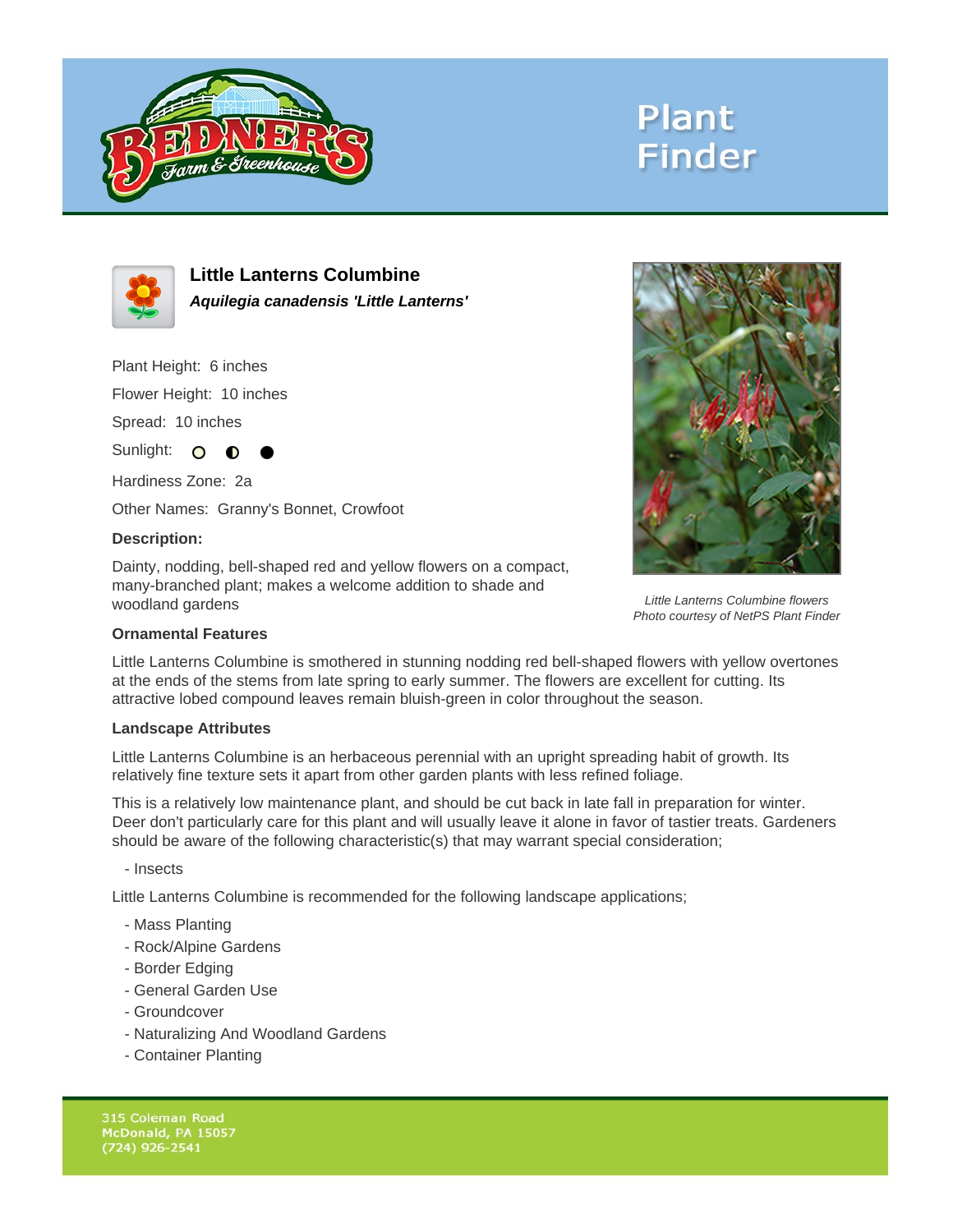# Plant Finder

## Little Lanterns Columbine

***Aquilegia canadensis 'Little Lanterns'***

Plant Height: 6 inches

Flower Height: 10 inches

Spread: 10 inches

Sunlight:

Hardiness Zone: 2a

Other Names: Granny's Bonnet, Crowfoot

**Description:**

Dainty, nodding, bell-shaped red and yellow flowers on a compact, many-branched plant; makes a welcome addition to shade and woodland gardens

*Little Lanterns Columbine flowers*
*Photo courtesy of NetPS Plant Finder*

**Ornamental Features**

Little Lanterns Columbine is smothered in stunning nodding red bell-shaped flowers with yellow overtones at the ends of the stems from late spring to early summer. The flowers are excellent for cutting. Its attractive lobed compound leaves remain bluish-green in color throughout the season.

**Landscape Attributes**

Little Lanterns Columbine is an herbaceous perennial with an upright spreading habit of growth. Its relatively fine texture sets it apart from other garden plants with less refined foliage.

This is a relatively low maintenance plant, and should be cut back in late fall in preparation for winter. Deer don't particularly care for this plant and will usually leave it alone in favor of tastier treats. Gardeners should be aware of the following characteristic(s) that may warrant special consideration;

- Insects

Little Lanterns Columbine is recommended for the following landscape applications;

- Mass Planting
- Rock/Alpine Gardens
- Border Edging
- General Garden Use
- Groundcover
- Naturalizing And Woodland Gardens
- Container Planting

315 Coleman Road
McDonald, PA 15057
(724) 926-2541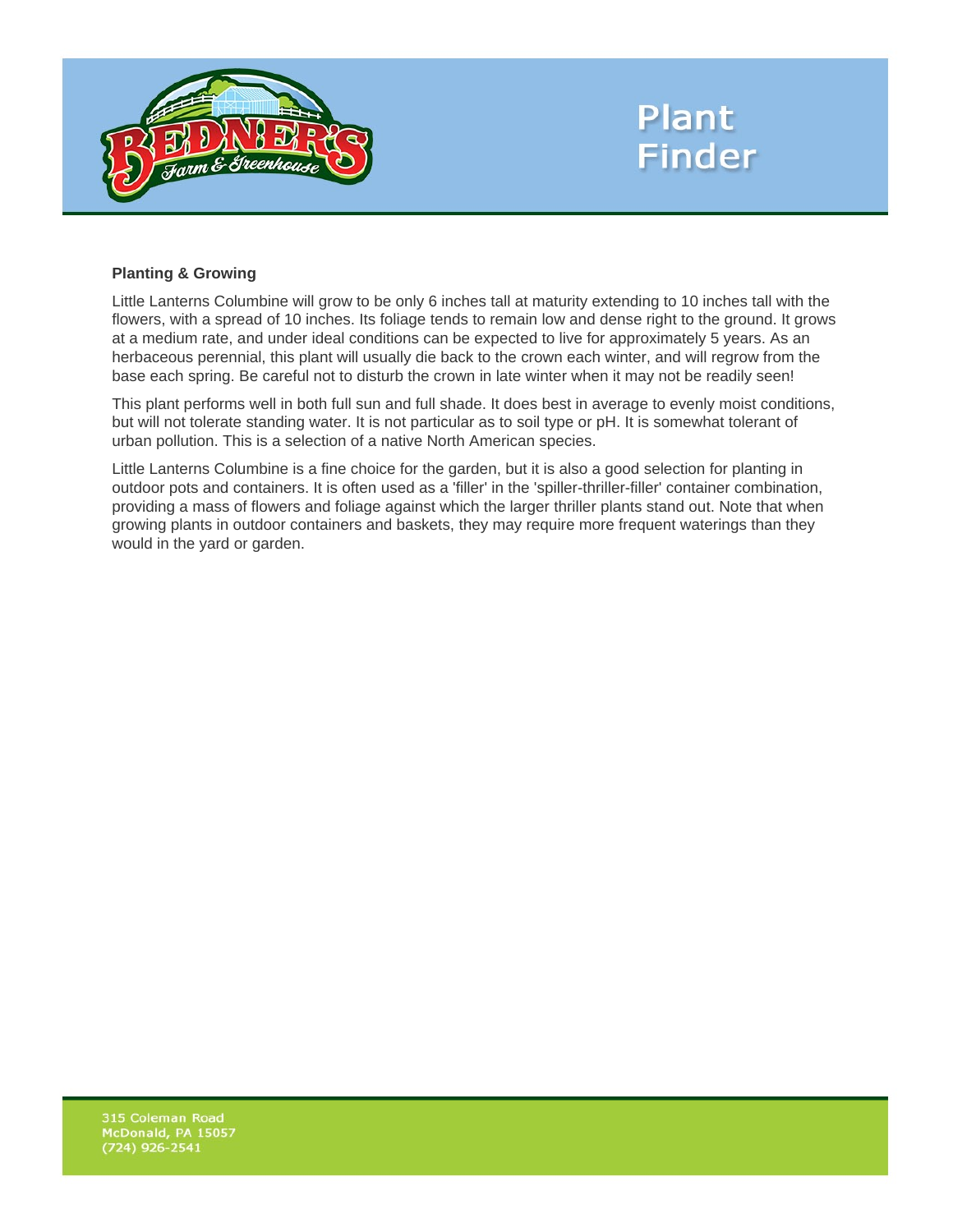**Planting & Growing**

Little Lanterns Columbine will grow to be only 6 inches tall at maturity extending to 10 inches tall with the flowers, with a spread of 10 inches. Its foliage tends to remain low and dense right to the ground. It grows at a medium rate, and under ideal conditions can be expected to live for approximately 5 years. As an herbaceous perennial, this plant will usually die back to the crown each winter, and will regrow from the base each spring. Be careful not to disturb the crown in late winter when it may not be readily seen!

This plant performs well in both full sun and full shade. It does best in average to evenly moist conditions, but will not tolerate standing water. It is not particular as to soil type or pH. It is somewhat tolerant of urban pollution. This is a selection of a native North American species.

Little Lanterns Columbine is a fine choice for the garden, but it is also a good selection for planting in outdoor pots and containers. It is often used as a 'filler' in the 'spiller-thriller-filler' container combination, providing a mass of flowers and foliage against which the larger thriller plants stand out. Note that when growing plants in outdoor containers and baskets, they may require more frequent waterings than they would in the yard or garden.